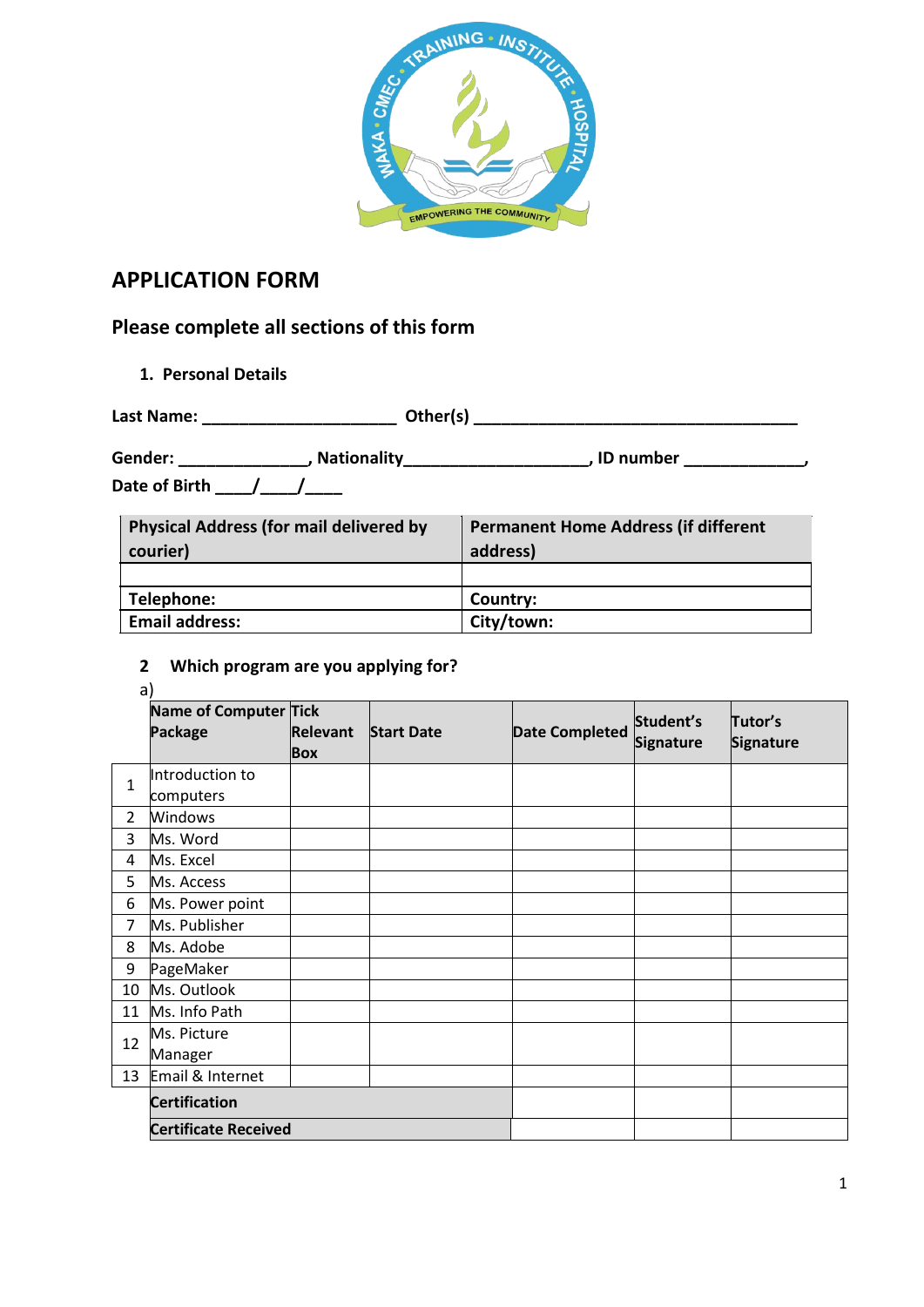# APPLICATION FORM

## Please complete all sections of this form

### 1. Personal Details

**Last Name:** ____________________ **Other(s)** __________________________________

**Gender:** _____________, **Nationality**__________________, **ID number** ___________,
**Date of Birth** ____/____/____

| Physical Address (for mail delivered by courier) | Permanent Home Address (if different address) |
|---|---|
| | |
| **Telephone:** | **Country:** |
| **Email address:** | **City/town:** |

### 2 Which program are you applying for?

a)

| | Name of Computer Package | Tick Relevant Box | Start Date | Date Completed | Student's Signature | Tutor's Signature |
|---|---|---|---|---|---|---|
| 1 | Introduction to computers | | | | | |
| 2 | Windows | | | | | |
| 3 | Ms. Word | | | | | |
| 4 | Ms. Excel | | | | | |
| 5 | Ms. Access | | | | | |
| 6 | Ms. Power point | | | | | |
| 7 | Ms. Publisher | | | | | |
| 8 | Ms. Adobe | | | | | |
| 9 | PageMaker | | | | | |
| 10 | Ms. Outlook | | | | | |
| 11 | Ms. Info Path | | | | | |
| 12 | Ms. Picture Manager | | | | | |
| 13 | Email & Internet | | | | | |
| | **Certification** | | | | | |
| | **Certificate Received** | | | | | |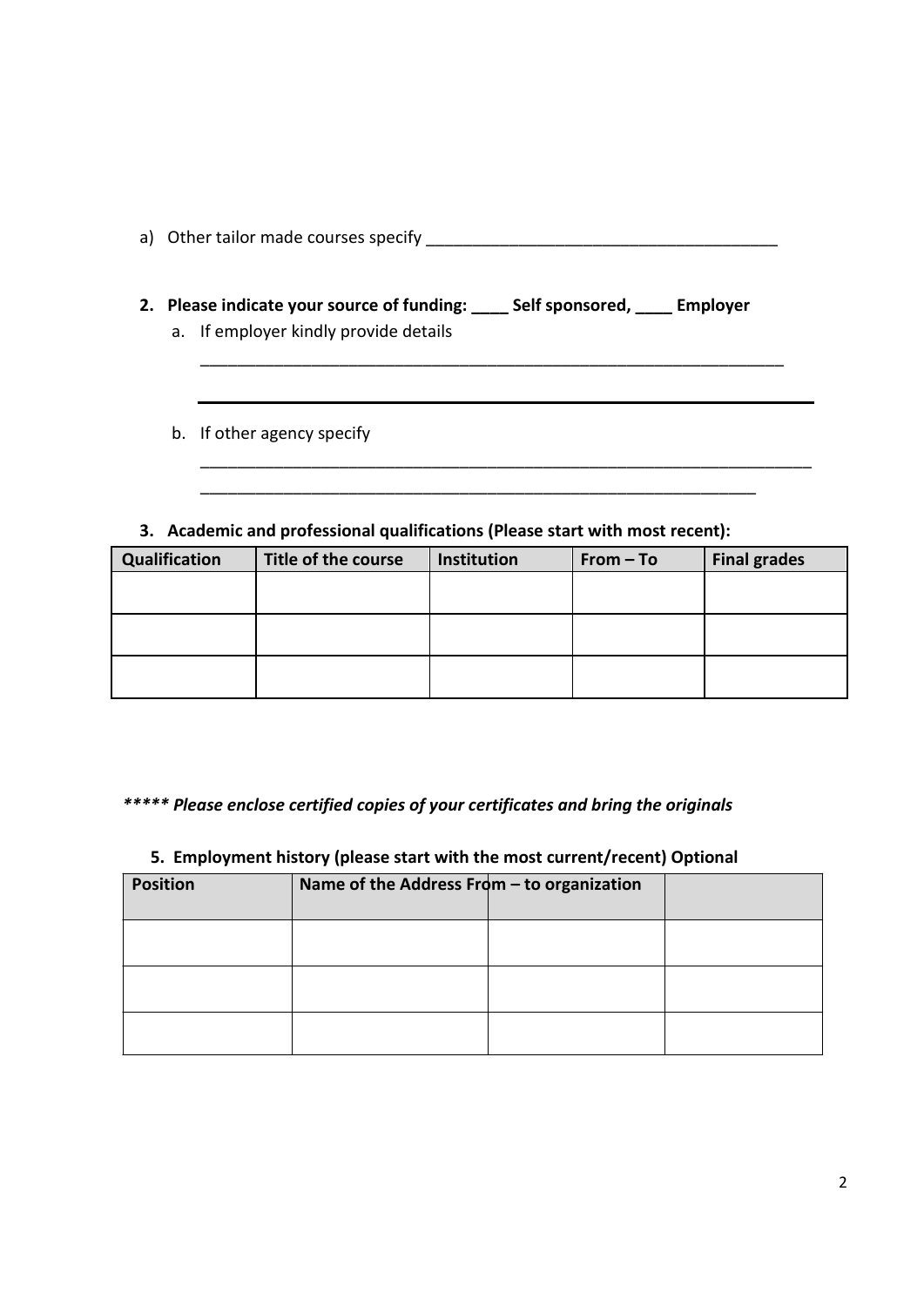a) Other tailor made courses specify ________________________________________

**2. Please indicate your source of funding: ____ Self sponsored, ____ Employer**

a. If employer kindly provide details

____________________________________________________________________

____________________________________________________________________

b. If other agency specify

____________________________________________________________________

_________________________________________________________________

**3. Academic and professional qualifications (Please start with most recent):**

| Qualification | Title of the course | Institution | From – To | Final grades |
|---|---|---|---|---|
| | | | | |
| | | | | |
| | | | | |

***\*\*\*\*\* Please enclose certified copies of your certificates and bring the originals***

**5. Employment history (please start with the most current/recent) Optional**

| Position | Name of the Address From – to organization | | |
|---|---|---|---|
| | | | |
| | | | |
| | | | |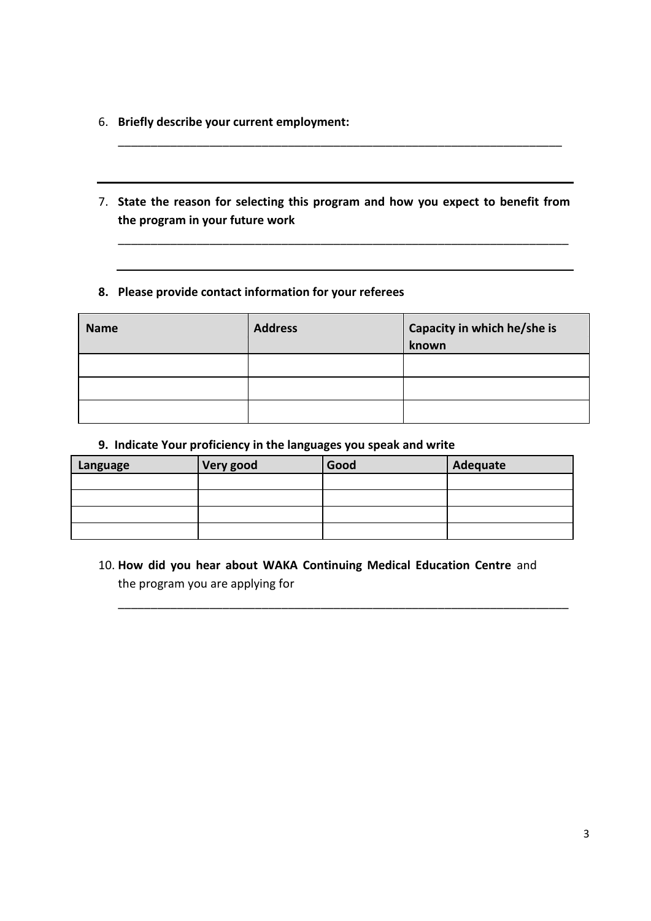6. **Briefly describe your current employment:**

   ___________________________________________________________________________

   ___________________________________________________________________________

7. **State the reason for selecting this program and how you expect to benefit from the program in your future work**

   ___________________________________________________________________________

   ___________________________________________________________________________

8. **Please provide contact information for your referees**

| Name | Address | Capacity in which he/she is known |
|---|---|---|
| | | |
| | | |
| | | |

9. **Indicate Your proficiency in the languages you speak and write**

| Language | Very good | Good | Adequate |
|---|---|---|---|
| | | | |
| | | | |
| | | | |
| | | | |

10. **How did you hear about WAKA Continuing Medical Education Centre** and the program you are applying for

    ___________________________________________________________________________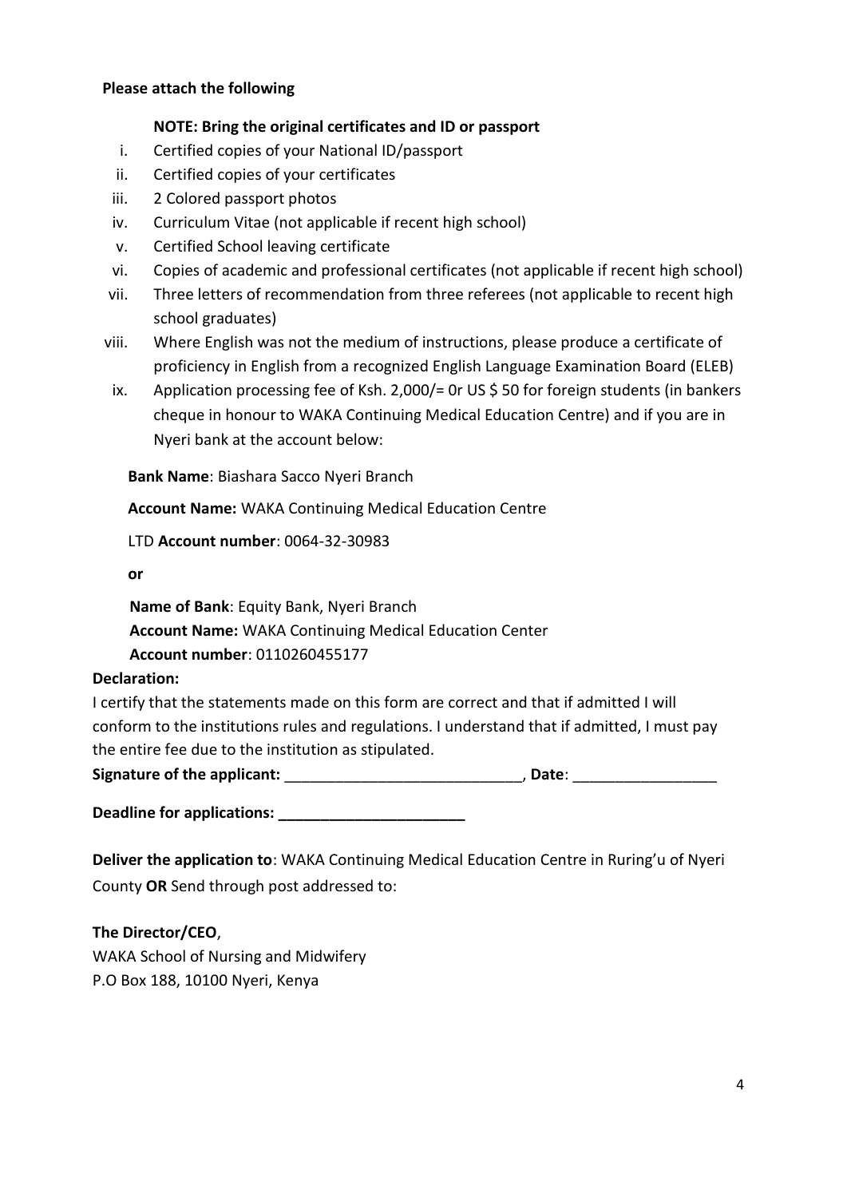**Please attach the following**

**NOTE: Bring the original certificates and ID or passport**

i. Certified copies of your National ID/passport
ii. Certified copies of your certificates
iii. 2 Colored passport photos
iv. Curriculum Vitae (not applicable if recent high school)
v. Certified School leaving certificate
vi. Copies of academic and professional certificates (not applicable if recent high school)
vii. Three letters of recommendation from three referees (not applicable to recent high school graduates)
viii. Where English was not the medium of instructions, please produce a certificate of proficiency in English from a recognized English Language Examination Board (ELEB)
ix. Application processing fee of Ksh. 2,000/= 0r US $ 50 for foreign students (in bankers cheque in honour to WAKA Continuing Medical Education Centre) and if you are in Nyeri bank at the account below:

**Bank Name**: Biashara Sacco Nyeri Branch

**Account Name:** WAKA Continuing Medical Education Centre

LTD **Account number**: 0064-32-30983

**or**

**Name of Bank**: Equity Bank, Nyeri Branch
**Account Name:** WAKA Continuing Medical Education Center
**Account number**: 0110260455177

**Declaration:**

I certify that the statements made on this form are correct and that if admitted I will conform to the institutions rules and regulations. I understand that if admitted, I must pay the entire fee due to the institution as stipulated.

**Signature of the applicant:** ____________________________, **Date**: _________________

**Deadline for applications: ______________________**

**Deliver the application to**: WAKA Continuing Medical Education Centre in Ruring'u of Nyeri County **OR** Send through post addressed to:

**The Director/CEO**,
WAKA School of Nursing and Midwifery
P.O Box 188, 10100 Nyeri, Kenya